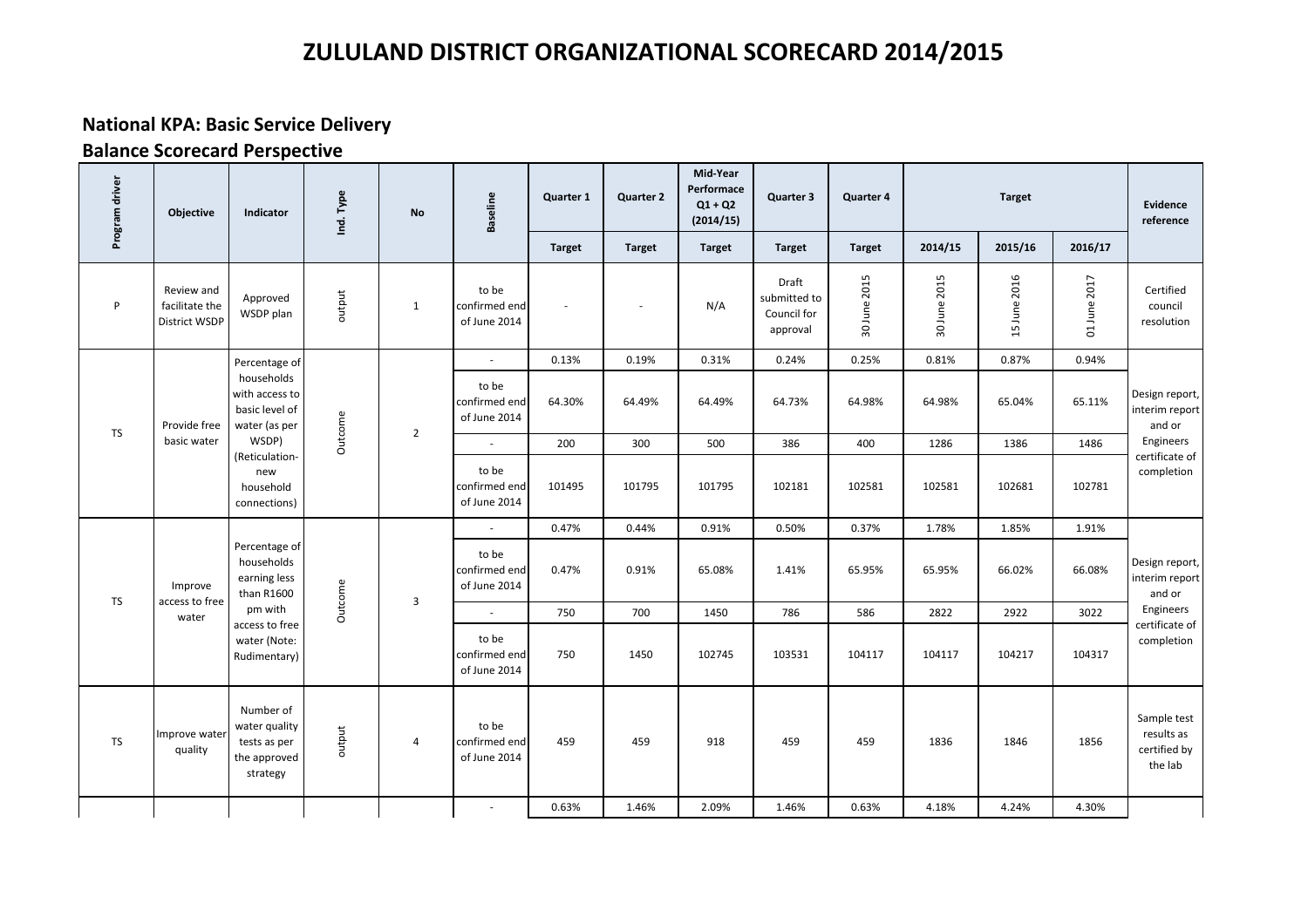# ZULULAND DISTRICT ORGANIZATIONAL SCORECARD 2014/2015

## National KPA: Basic Service Delivery

### Balance Scorecard Perspective

| Program driver | Objective | Indicator | Ind. Type | No | Baseline | Quarter 1 | Quarter 2 | Mid-Year Performace Q1 + Q2 (2014/15) | Quarter 3 | Quarter 4 | Target | | | Evidence reference |
|---|---|---|---|---|---|---|---|---|---|---|---|---|---|---|
| | | | | | | Target | Target | Target | Target | Target | 2014/15 | 2015/16 | 2016/17 | |
| P | Review and facilitate the District WSDP | Approved WSDP plan | output | 1 | to be confirmed end of June 2014 | - | - | N/A | Draft submitted to Council for approval | 30 June 2015 | 30 June 2015 | 15 June 2016 | 01 June 2017 | Certified council resolution |
| TS | Provide free basic water | Percentage of households with access to basic level of water (as per WSDP) (Reticulation-new household connections) | Outcome | 2 | - | 0.13% | 0.19% | 0.31% | 0.24% | 0.25% | 0.81% | 0.87% | 0.94% | Design report, interim report and or Engineers certificate of completion |
| | | | | | to be confirmed end of June 2014 | 64.30% | 64.49% | 64.49% | 64.73% | 64.98% | 64.98% | 65.04% | 65.11% | |
| | | | | | - | 200 | 300 | 500 | 386 | 400 | 1286 | 1386 | 1486 | |
| | | | | | to be confirmed end of June 2014 | 101495 | 101795 | 101795 | 102181 | 102581 | 102581 | 102681 | 102781 | |
| TS | Improve access to free water | Percentage of households earning less than R1600 pm with access to free water (Note: Rudimentary) | Outcome | 3 | - | 0.47% | 0.44% | 0.91% | 0.50% | 0.37% | 1.78% | 1.85% | 1.91% | Design report, interim report and or Engineers certificate of completion |
| | | | | | to be confirmed end of June 2014 | 0.47% | 0.91% | 65.08% | 1.41% | 65.95% | 65.95% | 66.02% | 66.08% | |
| | | | | | - | 750 | 700 | 1450 | 786 | 586 | 2822 | 2922 | 3022 | |
| | | | | | to be confirmed end of June 2014 | 750 | 1450 | 102745 | 103531 | 104117 | 104117 | 104217 | 104317 | |
| TS | Improve water quality | Number of water quality tests as per the approved strategy | output | 4 | to be confirmed end of June 2014 | 459 | 459 | 918 | 459 | 459 | 1836 | 1846 | 1856 | Sample test results as certified by the lab |
| | | | | | - | 0.63% | 1.46% | 2.09% | 1.46% | 0.63% | 4.18% | 4.24% | 4.30% | |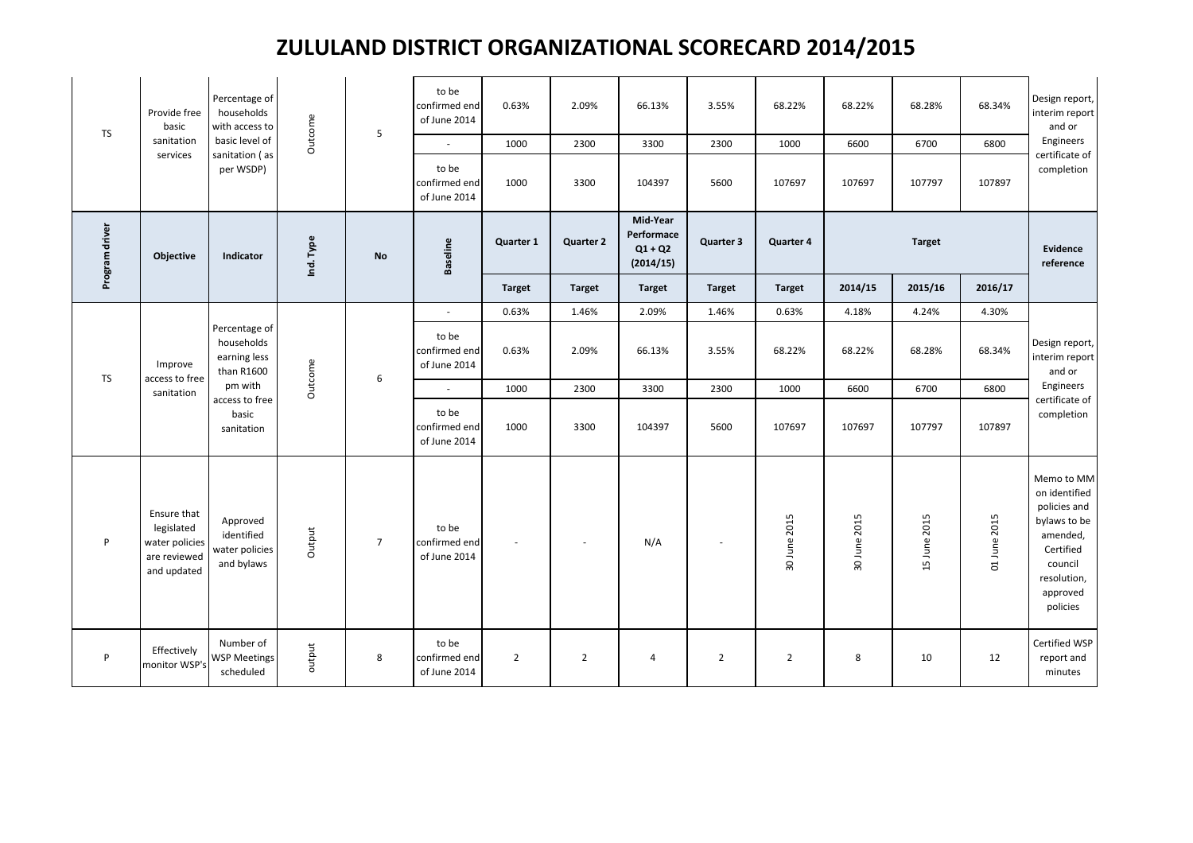# ZULULAND DISTRICT ORGANIZATIONAL SCORECARD 2014/2015

| Program driver | Objective | Indicator | Ind. Type | No | Baseline | Quarter 1 | Quarter 2 | Mid-Year Performace Q1 + Q2 (2014/15) | Quarter 3 | Quarter 4 | Target | | | Evidence reference |
|---|---|---|---|---|---|---|---|---|---|---|---|---|---|---|
| | | | | | | Target | Target | Target | Target | Target | 2014/15 | 2015/16 | 2016/17 | |
| TS | Provide free basic sanitation services | Percentage of households with access to basic level of sanitation ( as per WSDP) | Outcome | 5 | to be confirmed end of June 2014 | 0.63% | 2.09% | 66.13% | 3.55% | 68.22% | 68.22% | 68.28% | 68.34% | Design report, interim report and or Engineers certificate of completion |
| | | | | | - | 1000 | 2300 | 3300 | 2300 | 1000 | 6600 | 6700 | 6800 | |
| | | | | | to be confirmed end of June 2014 | 1000 | 3300 | 104397 | 5600 | 107697 | 107697 | 107797 | 107897 | |
| TS | Improve access to free sanitation | Percentage of households earning less than R1600 pm with access to free basic sanitation | Outcome | 6 | - | 0.63% | 1.46% | 2.09% | 1.46% | 0.63% | 4.18% | 4.24% | 4.30% | Design report, interim report and or Engineers certificate of completion |
| | | | | | to be confirmed end of June 2014 | 0.63% | 2.09% | 66.13% | 3.55% | 68.22% | 68.22% | 68.28% | 68.34% | |
| | | | | | - | 1000 | 2300 | 3300 | 2300 | 1000 | 6600 | 6700 | 6800 | |
| | | | | | to be confirmed end of June 2014 | 1000 | 3300 | 104397 | 5600 | 107697 | 107697 | 107797 | 107897 | |
| P | Ensure that legislated water policies are reviewed and updated | Approved identified water policies and bylaws | Output | 7 | to be confirmed end of June 2014 | - | - | N/A | - | 30 June 2015 | 30 June 2015 | 15 June 2015 | 01 June 2015 | Memo to MM on identified policies and bylaws to be amended, Certified council resolution, approved policies |
| P | Effectively monitor WSP's | Number of WSP Meetings scheduled | output | 8 | to be confirmed end of June 2014 | 2 | 2 | 4 | 2 | 2 | 8 | 10 | 12 | Certified WSP report and minutes |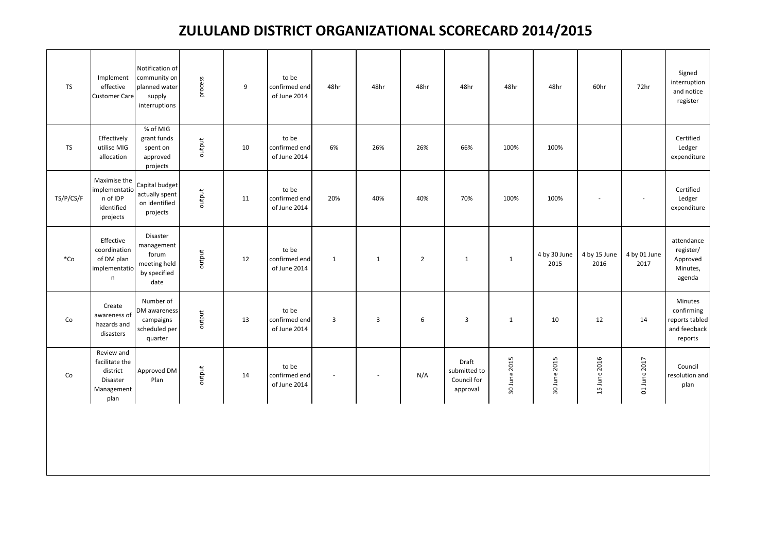# ZULULAND DISTRICT ORGANIZATIONAL SCORECARD 2014/2015

| | | | | | | | | | | | | | | |
|---|---|---|---|---|---|---|---|---|---|---|---|---|---|---|
| TS | Implement effective Customer Care | Notification of community on planned water supply interruptions | process | 9 | to be confirmed end of June 2014 | 48hr | 48hr | 48hr | 48hr | 48hr | 48hr | 60hr | 72hr | Signed interruption and notice register |
| TS | Effectively utilise MIG allocation | % of MIG grant funds spent on approved projects | output | 10 | to be confirmed end of June 2014 | 6% | 26% | 26% | 66% | 100% | 100% | | | Certified Ledger expenditure |
| TS/P/CS/F | Maximise the implementation of IDP identified projects | Capital budget actually spent on identified projects | output | 11 | to be confirmed end of June 2014 | 20% | 40% | 40% | 70% | 100% | 100% | - | - | Certified Ledger expenditure |
| *Co | Effective coordination of DM plan implementation | Disaster management forum meeting held by specified date | output | 12 | to be confirmed end of June 2014 | 1 | 1 | 2 | 1 | 1 | 4 by 30 June 2015 | 4 by 15 June 2016 | 4 by 01 June 2017 | attendance register/ Approved Minutes, agenda |
| Co | Create awareness of hazards and disasters | Number of DM awareness campaigns scheduled per quarter | output | 13 | to be confirmed end of June 2014 | 3 | 3 | 6 | 3 | 1 | 10 | 12 | 14 | Minutes confirming reports tabled and feedback reports |
| Co | Review and facilitate the district Disaster Management plan | Approved DM Plan | output | 14 | to be confirmed end of June 2014 | - | - | N/A | Draft submitted to Council for approval | 30 June 2015 | 30 June 2015 | 15 June 2016 | 01 June 2017 | Council resolution and plan |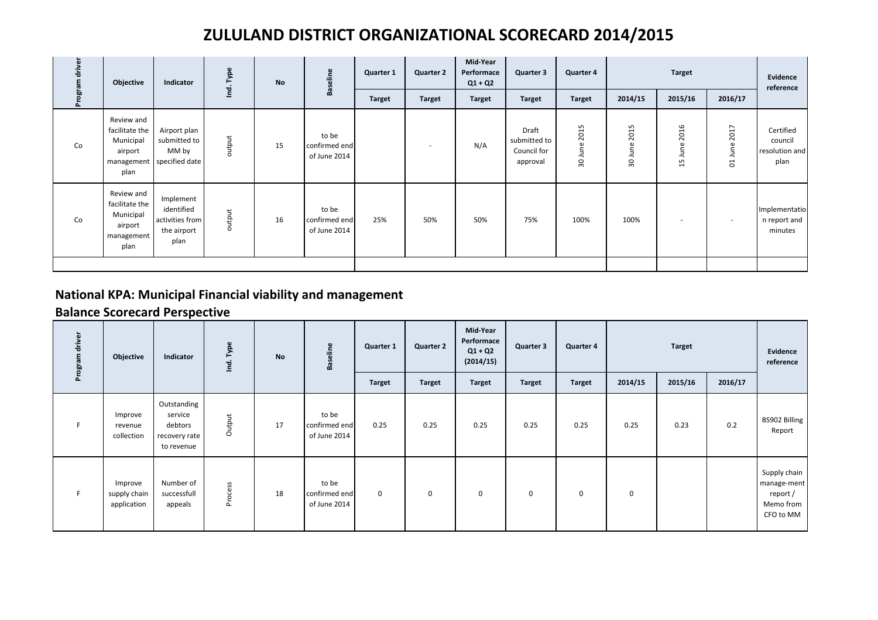# ZULULAND DISTRICT ORGANIZATIONAL SCORECARD 2014/2015

| Program driver | Objective | Indicator | Ind. Type | No | Baseline | Quarter 1 | Quarter 2 | Mid-Year Performace Q1 + Q2 | Quarter 3 | Quarter 4 | Target | | | Evidence reference |
|---|---|---|---|---|---|---|---|---|---|---|---|---|---|---|
| | | | | | | Target | Target | Target | Target | Target | 2014/15 | 2015/16 | 2016/17 | |
| Co | Review and facilitate the Municipal airport management plan | Airport plan submitted to MM by specified date | output | 15 | to be confirmed end of June 2014 | | - | N/A | Draft submitted to Council for approval | 30 June 2015 | 30 June 2015 | 15 June 2016 | 01 June 2017 | Certified council resolution and plan |
| Co | Review and facilitate the Municipal airport management plan | Implement identified activities from the airport plan | output | 16 | to be confirmed end of June 2014 | 25% | 50% | 50% | 75% | 100% | 100% | - | - | Implementation report and minutes |
| | | | | | | | | | | | | | | |

## National KPA: Municipal Financial viability and management

## Balance Scorecard Perspective

| Program driver | Objective | Indicator | Ind. Type | No | Baseline | Quarter 1 | Quarter 2 | Mid-Year Performace Q1 + Q2 (2014/15) | Quarter 3 | Quarter 4 | Target | | | Evidence reference |
|---|---|---|---|---|---|---|---|---|---|---|---|---|---|---|
| | | | | | | Target | Target | Target | Target | Target | 2014/15 | 2015/16 | 2016/17 | |
| F | Improve revenue collection | Outstanding service debtors recovery rate to revenue | Output | 17 | to be confirmed end of June 2014 | 0.25 | 0.25 | 0.25 | 0.25 | 0.25 | 0.25 | 0.23 | 0.2 | BS902 Billing Report |
| F | Improve supply chain application | Number of successfull appeals | Process | 18 | to be confirmed end of June 2014 | 0 | 0 | 0 | 0 | 0 | 0 | | | Supply chain manage-ment report / Memo from CFO to MM |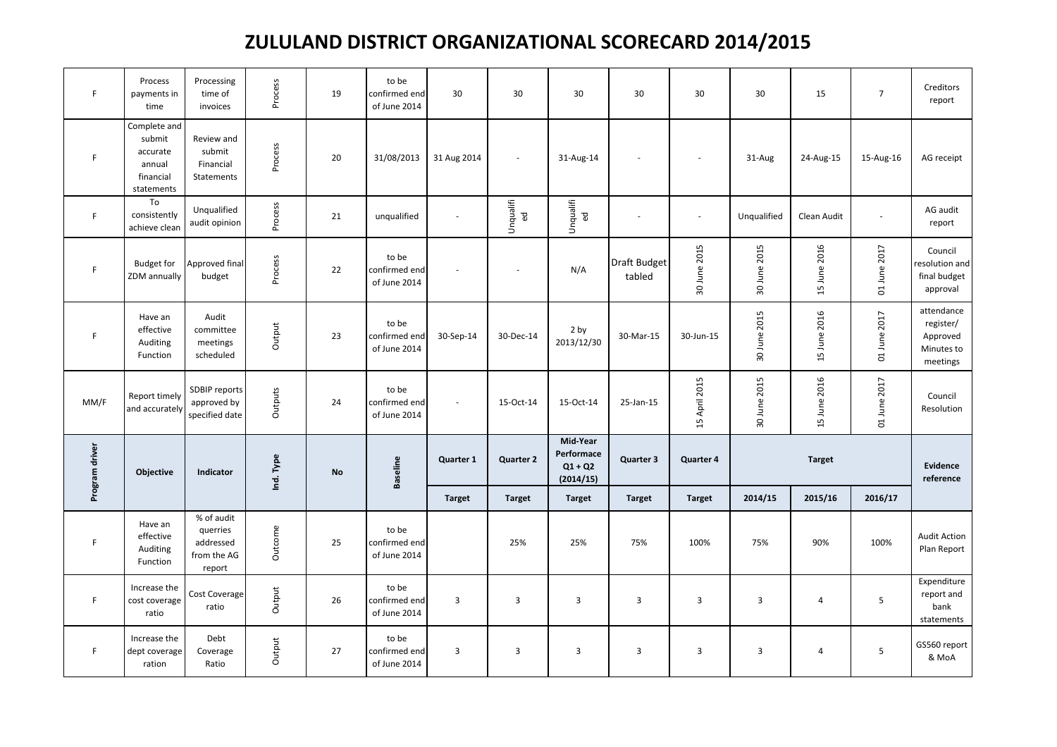# ZULULAND DISTRICT ORGANIZATIONAL SCORECARD 2014/2015

| Program driver | Objective | Indicator | Ind. Type | No | Baseline | Quarter 1 | Quarter 2 | Mid-Year Performace Q1 + Q2 (2014/15) | Quarter 3 | Quarter 4 | Target | | | Evidence reference |
|---|---|---|---|---|---|---|---|---|---|---|---|---|---|---|
| | | | | | | Target | Target | Target | Target | Target | 2014/15 | 2015/16 | 2016/17 | |
| F | Process payments in time | Processing time of invoices | Process | 19 | to be confirmed end of June 2014 | 30 | 30 | 30 | 30 | 30 | 30 | 15 | 7 | Creditors report |
| F | Complete and submit accurate annual financial statements | Review and submit Financial Statements | Process | 20 | 31/08/2013 | 31 Aug 2014 | - | 31-Aug-14 | - | - | 31-Aug | 24-Aug-15 | 15-Aug-16 | AG receipt |
| F | To consistently achieve clean | Unqualified audit opinion | Process | 21 | unqualified | - | Unqualified | Unqualified | - | - | Unqualified | Clean Audit | - | AG audit report |
| F | Budget for ZDM annually | Approved final budget | Process | 22 | to be confirmed end of June 2014 | - | - | N/A | Draft Budget tabled | 30 June 2015 | 30 June 2015 | 15 June 2016 | 01 June 2017 | Council resolution and final budget approval |
| F | Have an effective Auditing Function | Audit committee meetings scheduled | Output | 23 | to be confirmed end of June 2014 | 30-Sep-14 | 30-Dec-14 | 2 by 2013/12/30 | 30-Mar-15 | 30-Jun-15 | 30 June 2015 | 15 June 2016 | 01 June 2017 | attendance register/ Approved Minutes to meetings |
| MM/F | Report timely and accurately | SDBIP reports approved by specified date | Outputs | 24 | to be confirmed end of June 2014 | - | 15-Oct-14 | 15-Oct-14 | 25-Jan-15 | 15 April 2015 | 30 June 2015 | 15 June 2016 | 01 June 2017 | Council Resolution |
| F | Have an effective Auditing Function | % of audit querries addressed from the AG report | Outcome | 25 | to be confirmed end of June 2014 | | 25% | 25% | 75% | 100% | 75% | 90% | 100% | Audit Action Plan Report |
| F | Increase the cost coverage ratio | Cost Coverage ratio | Output | 26 | to be confirmed end of June 2014 | 3 | 3 | 3 | 3 | 3 | 3 | 4 | 5 | Expenditure report and bank statements |
| F | Increase the dept coverage ration | Debt Coverage Ratio | Output | 27 | to be confirmed end of June 2014 | 3 | 3 | 3 | 3 | 3 | 3 | 4 | 5 | GS560 report & MoA |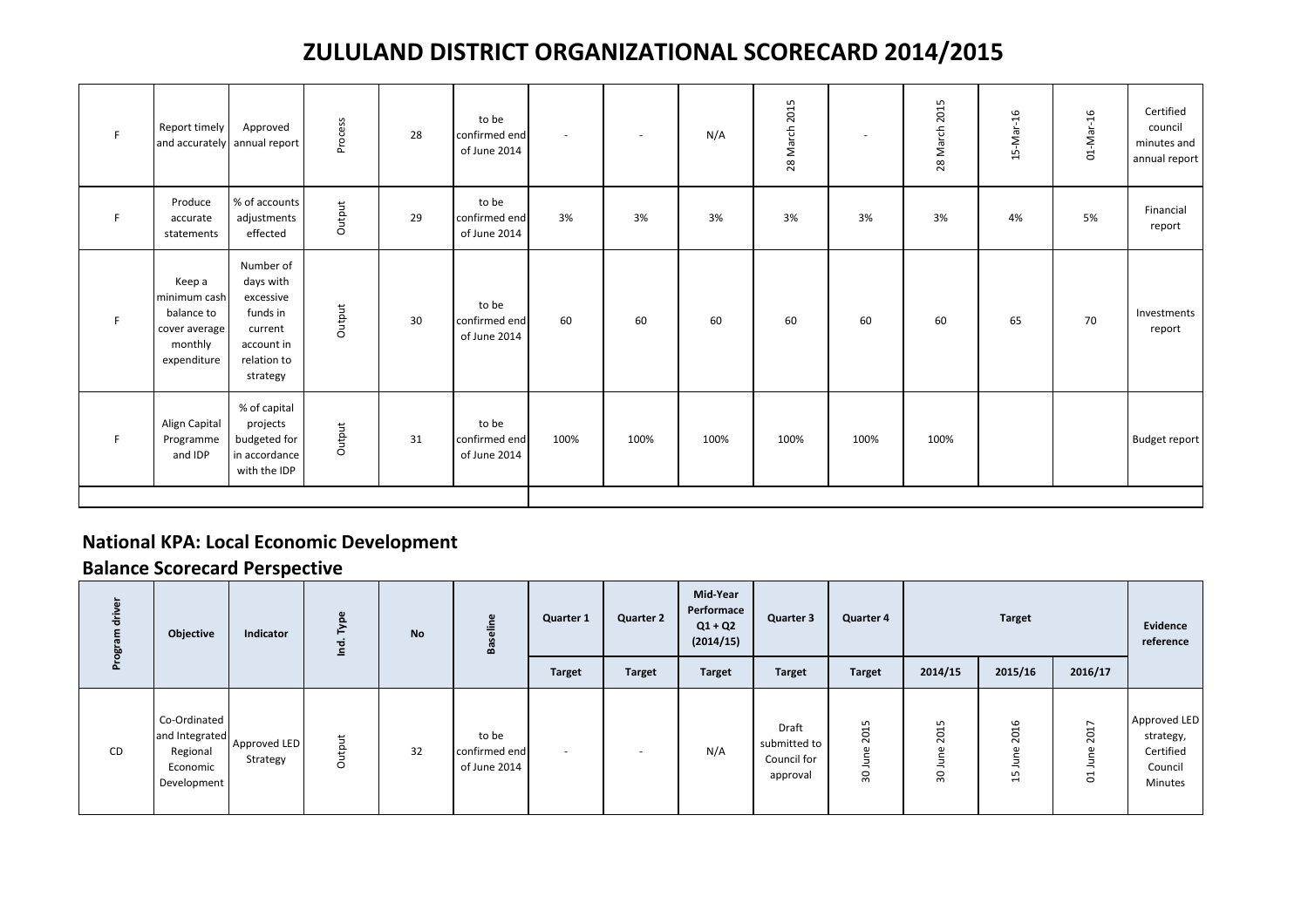# ZULULAND DISTRICT ORGANIZATIONAL SCORECARD 2014/2015

| | | | | | | | | | | | | | | |
|---|---|---|---|---|---|---|---|---|---|---|---|---|---|---|
| F | Report timely and accurately | Approved annual report | Process | 28 | to be confirmed end of June 2014 | - | - | N/A | 28 March 2015 | - | 28 March 2015 | 15-Mar-16 | 01-Mar-16 | Certified council minutes and annual report |
| F | Produce accurate statements | % of accounts adjustments effected | Output | 29 | to be confirmed end of June 2014 | 3% | 3% | 3% | 3% | 3% | 3% | 4% | 5% | Financial report |
| F | Keep a minimum cash balance to cover average monthly expenditure | Number of days with excessive funds in current account in relation to strategy | Output | 30 | to be confirmed end of June 2014 | 60 | 60 | 60 | 60 | 60 | 60 | 65 | 70 | Investments report |
| F | Align Capital Programme and IDP | % of capital projects budgeted for in accordance with the IDP | Output | 31 | to be confirmed end of June 2014 | 100% | 100% | 100% | 100% | 100% | 100% | | | Budget report |

## National KPA: Local Economic Development

## Balance Scorecard Perspective

| Program driver | Objective | Indicator | Ind. Type | No | Baseline | Quarter 1 | Quarter 2 | Mid-Year Performace Q1 + Q2 (2014/15) | Quarter 3 | Quarter 4 | Target | | | Evidence reference |
|---|---|---|---|---|---|---|---|---|---|---|---|---|---|---|
| | | | | | | Target | Target | Target | Target | Target | 2014/15 | 2015/16 | 2016/17 | |
| CD | Co-Ordinated and Integrated Regional Economic Development | Approved LED Strategy | Output | 32 | to be confirmed end of June 2014 | - | - | N/A | Draft submitted to Council for approval | 30 June 2015 | 30 June 2015 | 15 June 2016 | 01 June 2017 | Approved LED strategy, Certified Council Minutes |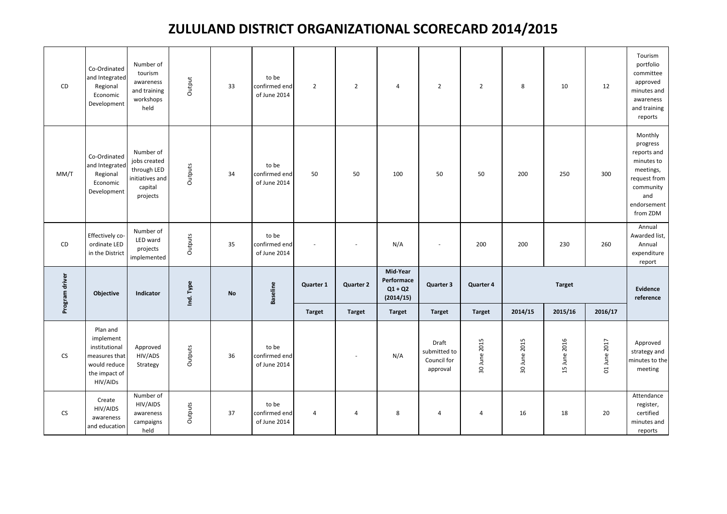# ZULULAND DISTRICT ORGANIZATIONAL SCORECARD 2014/2015

| CD | Co-Ordinated and Integrated Regional Economic Development | Number of tourism awareness and training workshops held | Output | 33 | to be confirmed end of June 2014 | 2 | 2 | 4 | 2 | 2 | 8 | 10 | 12 | Tourism portfolio committee approved minutes and awareness and training reports |
|---|---|---|---|---|---|---|---|---|---|---|---|---|---|---|
| MM/T | Co-Ordinated and Integrated Regional Economic Development | Number of jobs created through LED initiatives and capital projects | Outputs | 34 | to be confirmed end of June 2014 | 50 | 50 | 100 | 50 | 50 | 200 | 250 | 300 | Monthly progress reports and minutes to meetings, request from community and endorsement from ZDM |
| CD | Effectively co-ordinate LED in the District | Number of LED ward projects implemented | Outputs | 35 | to be confirmed end of June 2014 | - | - | N/A | - | 200 | 200 | 230 | 260 | Annual Awarded list, Annual expenditure report |
| **Program driver** | **Objective** | **Indicator** | **Ind. Type** | **No** | **Baseline** | **Quarter 1** | **Quarter 2** | **Mid-Year Performace Q1 + Q2 (2014/15)** | **Quarter 3** | **Quarter 4** | **Target** | | | **Evidence reference** |
| | | | | | | **Target** | **Target** | **Target** | **Target** | **Target** | **2014/15** | **2015/16** | **2016/17** | |
| CS | Plan and implement institutional measures that would reduce the impact of HIV/AIDs | Approved HIV/ADS Strategy | Outputs | 36 | to be confirmed end of June 2014 | | - | N/A | Draft submitted to Council for approval | 30 June 2015 | 30 June 2015 | 15 June 2016 | 01 June 2017 | Approved strategy and minutes to the meeting |
| CS | Create HIV/AIDS awareness and education | Number of HIV/AIDS awareness campaigns held | Outputs | 37 | to be confirmed end of June 2014 | 4 | 4 | 8 | 4 | 4 | 16 | 18 | 20 | Attendance register, certified minutes and reports |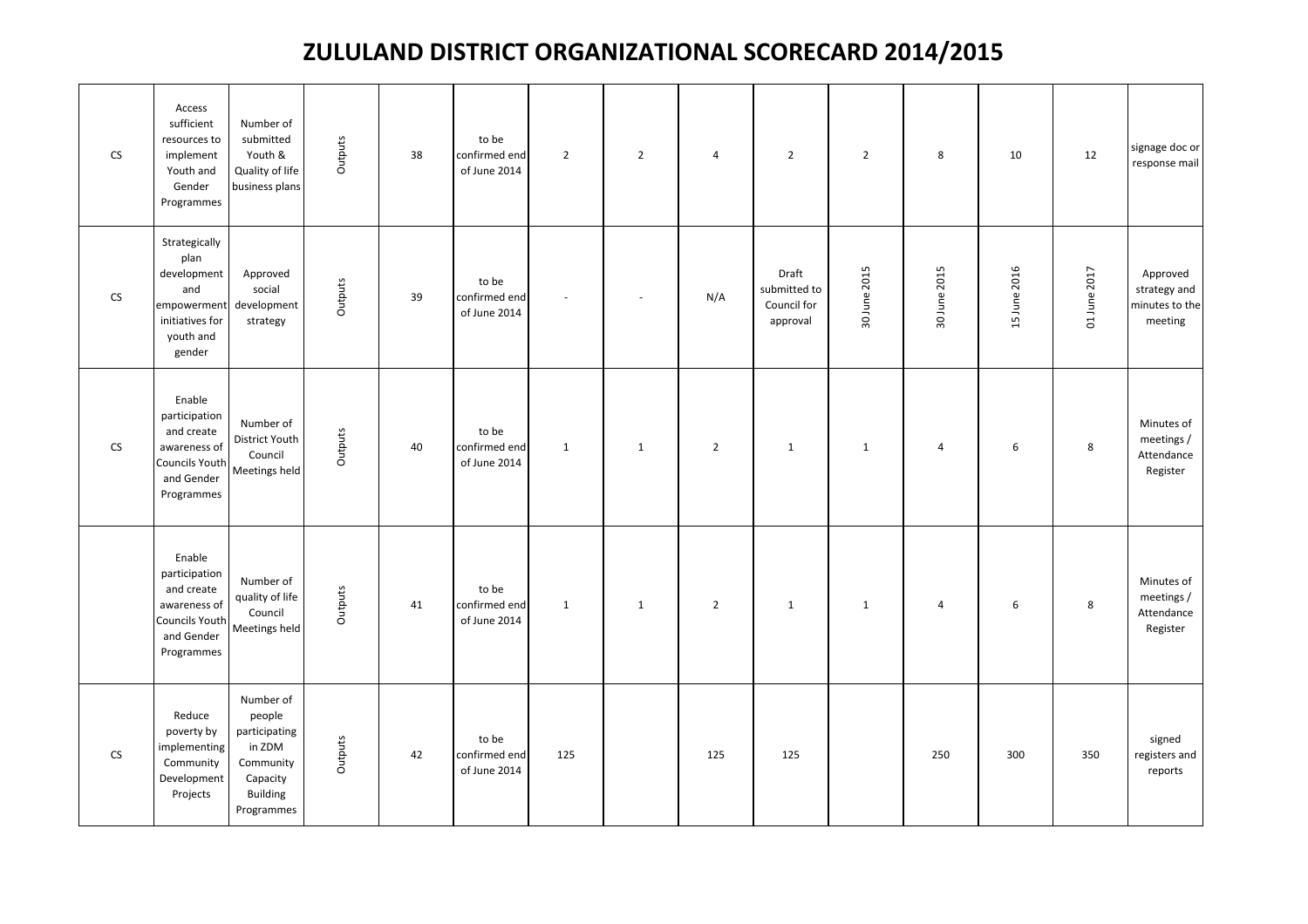# ZULULAND DISTRICT ORGANIZATIONAL SCORECARD 2014/2015

| | | | | | | | | | | | | | | |
|---|---|---|---|---|---|---|---|---|---|---|---|---|---|---|
| CS | Access sufficient resources to implement Youth and Gender Programmes | Number of submitted Youth & Quality of life business plans | Outputs | 38 | to be confirmed end of June 2014 | 2 | 2 | 4 | 2 | 2 | 8 | 10 | 12 | signage doc or response mail |
| CS | Strategically plan development and empowerment initiatives for youth and gender | Approved social development strategy | Outputs | 39 | to be confirmed end of June 2014 | - | - | N/A | Draft submitted to Council for approval | 30 June 2015 | 30 June 2015 | 15 June 2016 | 01 June 2017 | Approved strategy and minutes to the meeting |
| CS | Enable participation and create awareness of Councils Youth and Gender Programmes | Number of District Youth Council Meetings held | Outputs | 40 | to be confirmed end of June 2014 | 1 | 1 | 2 | 1 | 1 | 4 | 6 | 8 | Minutes of meetings / Attendance Register |
| | Enable participation and create awareness of Councils Youth and Gender Programmes | Number of quality of life Council Meetings held | Outputs | 41 | to be confirmed end of June 2014 | 1 | 1 | 2 | 1 | 1 | 4 | 6 | 8 | Minutes of meetings / Attendance Register |
| CS | Reduce poverty by implementing Community Development Projects | Number of people participating in ZDM Community Capacity Building Programmes | Outputs | 42 | to be confirmed end of June 2014 | 125 | | 125 | 125 | | 250 | 300 | 350 | signed registers and reports |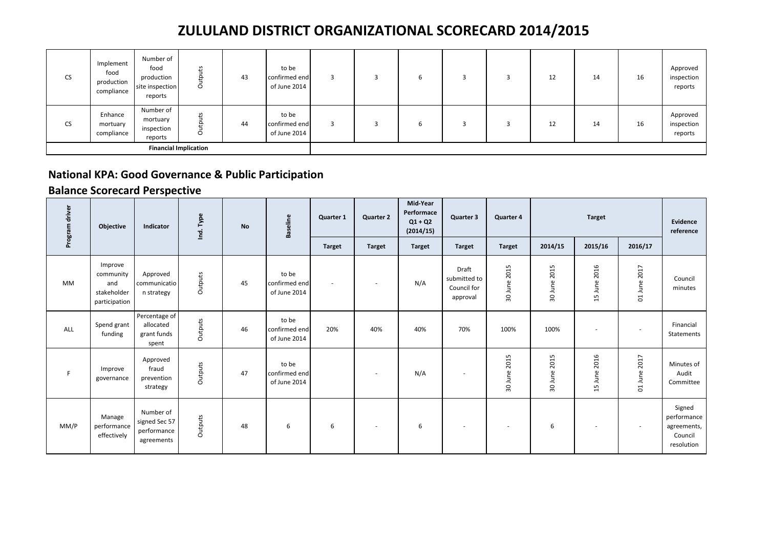# ZULULAND DISTRICT ORGANIZATIONAL SCORECARD 2014/2015

| | | | | | | | | | | | | | | |
|---|---|---|---|---|---|---|---|---|---|---|---|---|---|---|
| CS | Implement food production compliance | Number of food production site inspection reports | Outputs | 43 | to be confirmed end of June 2014 | 3 | 3 | 6 | 3 | 3 | 12 | 14 | 16 | Approved inspection reports |
| CS | Enhance mortuary compliance | Number of mortuary inspection reports | Outputs | 44 | to be confirmed end of June 2014 | 3 | 3 | 6 | 3 | 3 | 12 | 14 | 16 | Approved inspection reports |
| **Financial Implication** | | | | | | | | | | | | | | |

## National KPA: Good Governance & Public Participation

## Balance Scorecard Perspective

| Program driver | Objective | Indicator | Ind. Type | No | Baseline | Quarter 1 | Quarter 2 | Mid-Year Performace Q1 + Q2 (2014/15) | Quarter 3 | Quarter 4 | Target | | | Evidence reference |
|---|---|---|---|---|---|---|---|---|---|---|---|---|---|---|
| | | | | | | Target | Target | Target | Target | Target | 2014/15 | 2015/16 | 2016/17 | |
| MM | Improve community and stakeholder participation | Approved communication strategy | Outputs | 45 | to be confirmed end of June 2014 | - | - | N/A | Draft submitted to Council for approval | 30 June 2015 | 30 June 2015 | 15 June 2016 | 01 June 2017 | Council minutes |
| ALL | Spend grant funding | Percentage of allocated grant funds spent | Outputs | 46 | to be confirmed end of June 2014 | 20% | 40% | 40% | 70% | 100% | 100% | - | - | Financial Statements |
| F | Improve governance | Approved fraud prevention strategy | Outputs | 47 | to be confirmed end of June 2014 | | - | N/A | - | 30 June 2015 | 30 June 2015 | 15 June 2016 | 01 June 2017 | Minutes of Audit Committee |
| MM/P | Manage performance effectively | Number of signed Sec 57 performance agreements | Outputs | 48 | 6 | 6 | - | 6 | - | - | 6 | - | - | Signed performance agreements, Council resolution |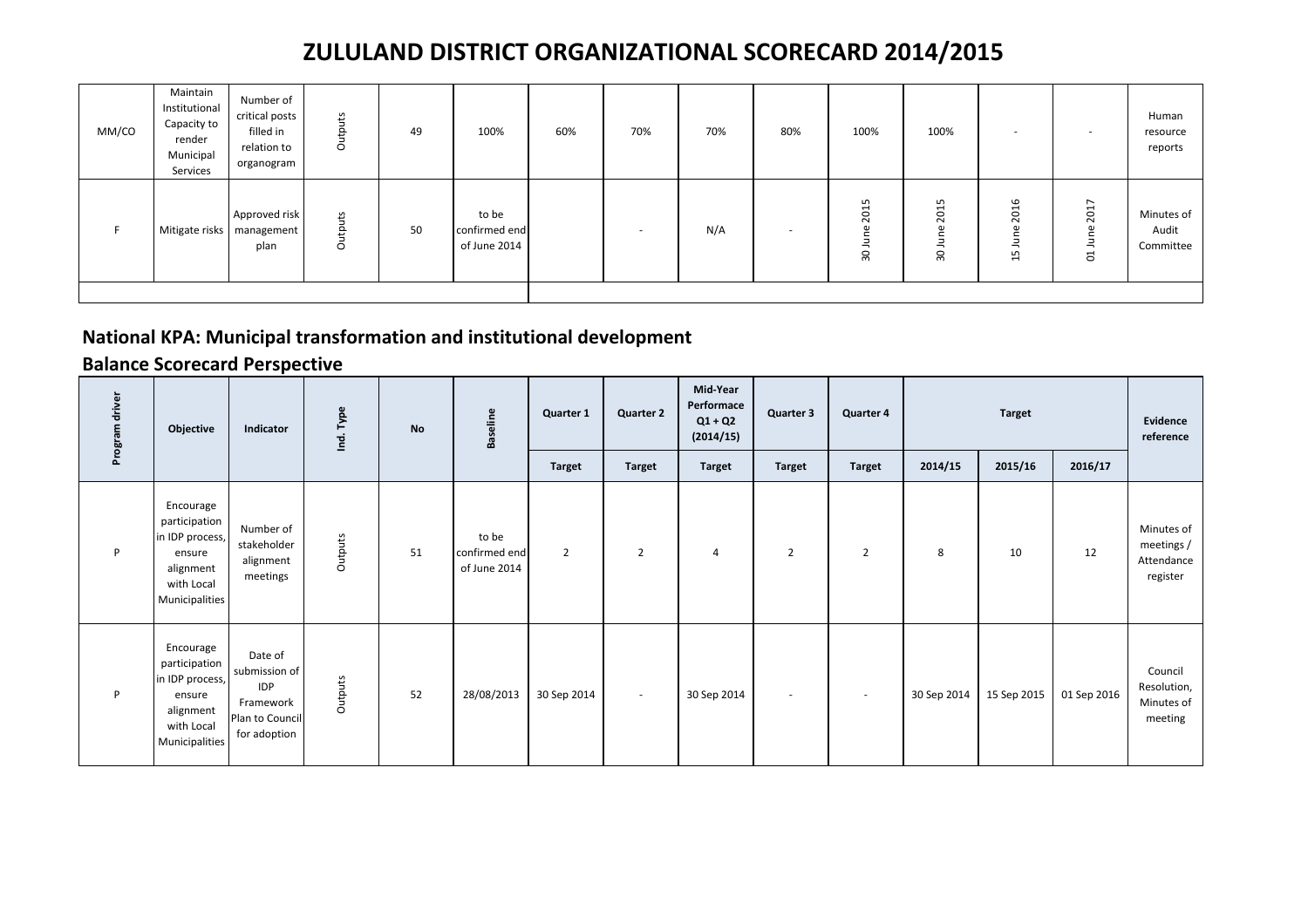# ZULULAND DISTRICT ORGANIZATIONAL SCORECARD 2014/2015

| | | | | | | | | | | | | | | |
|---|---|---|---|---|---|---|---|---|---|---|---|---|---|---|
| MM/CO | Maintain Institutional Capacity to render Municipal Services | Number of critical posts filled in relation to organogram | Outputs | 49 | 100% | 60% | 70% | 70% | 80% | 100% | 100% | - | - | Human resource reports |
| F | Mitigate risks | Approved risk management plan | Outputs | 50 | to be confirmed end of June 2014 | | - | N/A | - | 30 June 2015 | 30 June 2015 | 15 June 2016 | 01 June 2017 | Minutes of Audit Committee |
| | | | | | | | | | | | | | | |

## National KPA: Municipal transformation and institutional development

## Balance Scorecard Perspective

| Program driver | Objective | Indicator | Ind. Type | No | Baseline | Quarter 1 | Quarter 2 | Mid-Year Performace Q1 + Q2 (2014/15) | Quarter 3 | Quarter 4 | Target | | | Evidence reference |
|---|---|---|---|---|---|---|---|---|---|---|---|---|---|---|
| | | | | | | Target | Target | Target | Target | Target | 2014/15 | 2015/16 | 2016/17 | |
| P | Encourage participation in IDP process, ensure alignment with Local Municipalities | Number of stakeholder alignment meetings | Outputs | 51 | to be confirmed end of June 2014 | 2 | 2 | 4 | 2 | 2 | 8 | 10 | 12 | Minutes of meetings / Attendance register |
| P | Encourage participation in IDP process, ensure alignment with Local Municipalities | Date of submission of IDP Framework Plan to Council for adoption | Outputs | 52 | 28/08/2013 | 30 Sep 2014 | - | 30 Sep 2014 | - | - | 30 Sep 2014 | 15 Sep 2015 | 01 Sep 2016 | Council Resolution, Minutes of meeting |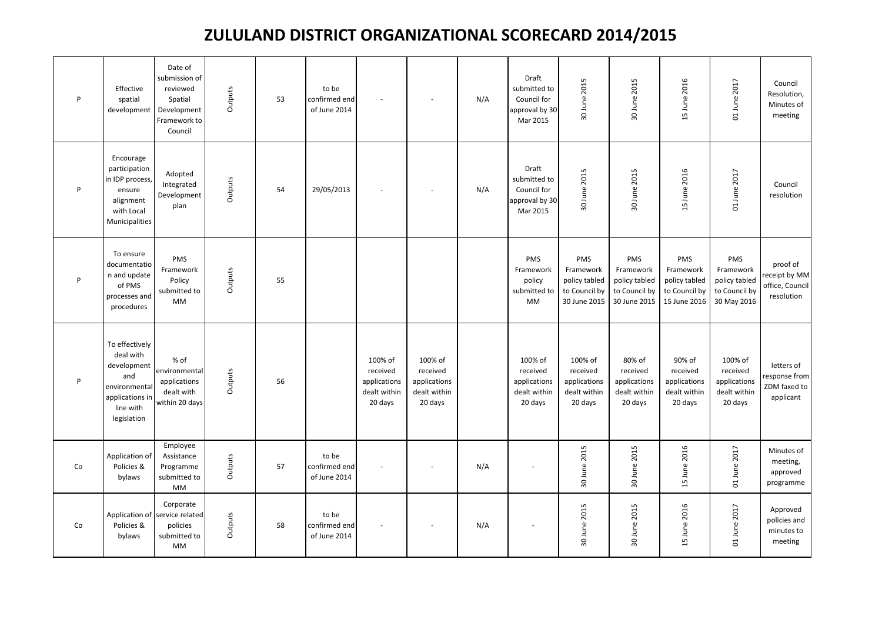# ZULULAND DISTRICT ORGANIZATIONAL SCORECARD 2014/2015

| | | | | | | | | | | | | | | |
|---|---|---|---|---|---|---|---|---|---|---|---|---|---|---|
| P | Effective spatial development | Date of submission of reviewed Spatial Development Framework to Council | Outputs | 53 | to be confirmed end of June 2014 | - | - | N/A | Draft submitted to Council for approval by 30 Mar 2015 | 30 June 2015 | 30 June 2015 | 15 June 2016 | 01 June 2017 | Council Resolution, Minutes of meeting |
| P | Encourage participation in IDP process, ensure alignment with Local Municipalities | Adopted Integrated Development plan | Outputs | 54 | 29/05/2013 | - | - | N/A | Draft submitted to Council for approval by 30 Mar 2015 | 30 June 2015 | 30 June 2015 | 15 June 2016 | 01 June 2017 | Council resolution |
| P | To ensure documentation and update of PMS processes and procedures | PMS Framework Policy submitted to MM | Outputs | 55 | | | | | PMS Framework policy submitted to MM | PMS Framework policy tabled to Council by 30 June 2015 | PMS Framework policy tabled to Council by 30 June 2015 | PMS Framework policy tabled to Council by 15 June 2016 | PMS Framework policy tabled to Council by 30 May 2016 | proof of receipt by MM office, Council resolution |
| P | To effectively deal with development and environmental applications in line with legislation | % of environmental applications dealt with within 20 days | Outputs | 56 | | 100% of received applications dealt within 20 days | 100% of received applications dealt within 20 days | | 100% of received applications dealt within 20 days | 100% of received applications dealt within 20 days | 80% of received applications dealt within 20 days | 90% of received applications dealt within 20 days | 100% of received applications dealt within 20 days | letters of response from ZDM faxed to applicant |
| Co | Application of Policies & bylaws | Employee Assistance Programme submitted to MM | Outputs | 57 | to be confirmed end of June 2014 | - | - | N/A | - | 30 June 2015 | 30 June 2015 | 15 June 2016 | 01 June 2017 | Minutes of meeting, approved programme |
| Co | Application of Policies & bylaws | Corporate service related policies submitted to MM | Outputs | 58 | to be confirmed end of June 2014 | - | - | N/A | - | 30 June 2015 | 30 June 2015 | 15 June 2016 | 01 June 2017 | Approved policies and minutes to meeting |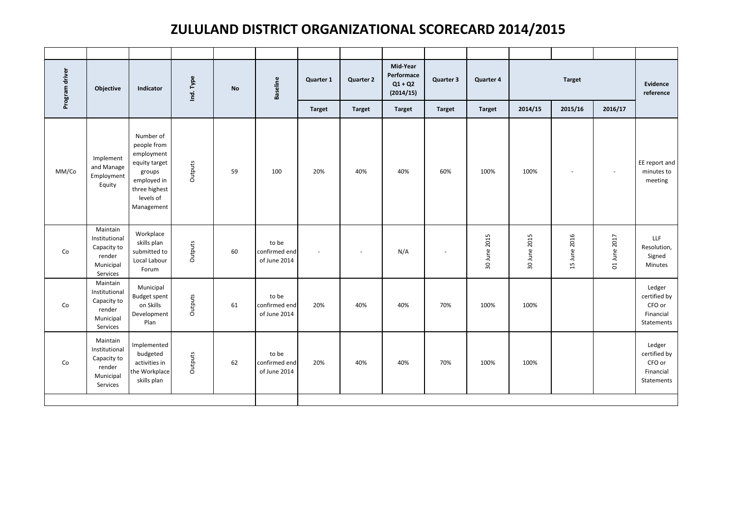# ZULULAND DISTRICT ORGANIZATIONAL SCORECARD 2014/2015

| Program driver | Objective | Indicator | Ind. Type | No | Baseline | Quarter 1 | Quarter 2 | Mid-Year Performace Q1 + Q2 (2014/15) | Quarter 3 | Quarter 4 | Target | | | Evidence reference |
|---|---|---|---|---|---|---|---|---|---|---|---|---|---|---|
| | | | | | | Target | Target | Target | Target | Target | 2014/15 | 2015/16 | 2016/17 | |
| MM/Co | Implement and Manage Employment Equity | Number of people from employment equity target groups employed in three highest levels of Management | Outputs | 59 | 100 | 20% | 40% | 40% | 60% | 100% | 100% | - | - | EE report and minutes to meeting |
| Co | Maintain Institutional Capacity to render Municipal Services | Workplace skills plan submitted to Local Labour Forum | Outputs | 60 | to be confirmed end of June 2014 | - | - | N/A | - | 30 June 2015 | 30 June 2015 | 15 June 2016 | 01 June 2017 | LLF Resolution, Signed Minutes |
| Co | Maintain Institutional Capacity to render Municipal Services | Municipal Budget spent on Skills Development Plan | Outputs | 61 | to be confirmed end of June 2014 | 20% | 40% | 40% | 70% | 100% | 100% | | | Ledger certified by CFO or Financial Statements |
| Co | Maintain Institutional Capacity to render Municipal Services | Implemented budgeted activities in the Workplace skills plan | Outputs | 62 | to be confirmed end of June 2014 | 20% | 40% | 40% | 70% | 100% | 100% | | | Ledger certified by CFO or Financial Statements |